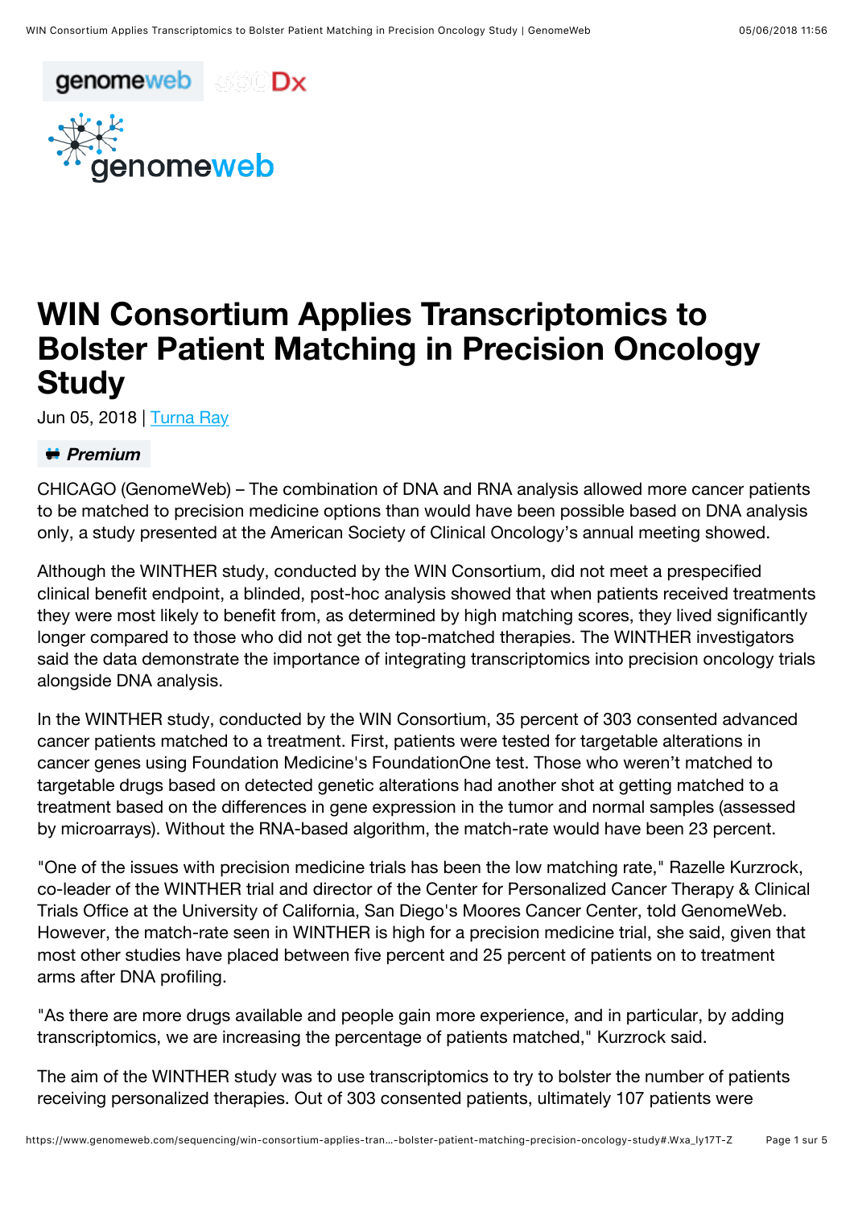# WIN Consortium Applies Transcriptomics to Bolster Patient Matching in Precision Oncology Study

Jun 05, 2018 | Turna Ray

**Premium**

CHICAGO (GenomeWeb) – The combination of DNA and RNA analysis allowed more cancer patients to be matched to precision medicine options than would have been possible based on DNA analysis only, a study presented at the American Society of Clinical Oncology's annual meeting showed.

Although the WINTHER study, conducted by the WIN Consortium, did not meet a prespecified clinical benefit endpoint, a blinded, post-hoc analysis showed that when patients received treatments they were most likely to benefit from, as determined by high matching scores, they lived significantly longer compared to those who did not get the top-matched therapies. The WINTHER investigators said the data demonstrate the importance of integrating transcriptomics into precision oncology trials alongside DNA analysis.

In the WINTHER study, conducted by the WIN Consortium, 35 percent of 303 consented advanced cancer patients matched to a treatment. First, patients were tested for targetable alterations in cancer genes using Foundation Medicine's FoundationOne test. Those who weren't matched to targetable drugs based on detected genetic alterations had another shot at getting matched to a treatment based on the differences in gene expression in the tumor and normal samples (assessed by microarrays). Without the RNA-based algorithm, the match-rate would have been 23 percent.

"One of the issues with precision medicine trials has been the low matching rate," Razelle Kurzrock, co-leader of the WINTHER trial and director of the Center for Personalized Cancer Therapy & Clinical Trials Office at the University of California, San Diego's Moores Cancer Center, told GenomeWeb. However, the match-rate seen in WINTHER is high for a precision medicine trial, she said, given that most other studies have placed between five percent and 25 percent of patients on to treatment arms after DNA profiling.

"As there are more drugs available and people gain more experience, and in particular, by adding transcriptomics, we are increasing the percentage of patients matched," Kurzrock said.

The aim of the WINTHER study was to use transcriptomics to try to bolster the number of patients receiving personalized therapies. Out of 303 consented patients, ultimately 107 patients were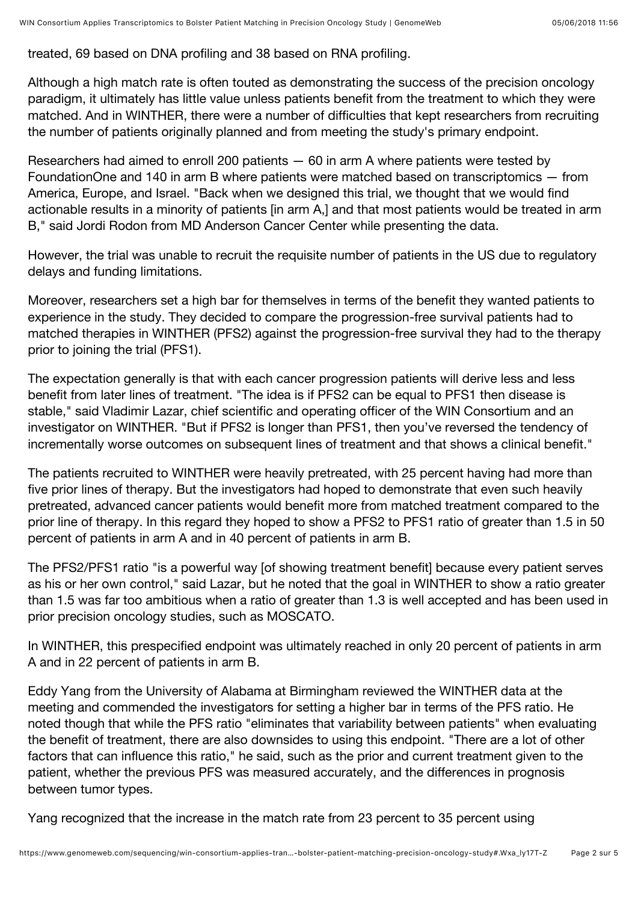treated, 69 based on DNA profiling and 38 based on RNA profiling.

Although a high match rate is often touted as demonstrating the success of the precision oncology paradigm, it ultimately has little value unless patients benefit from the treatment to which they were matched. And in WINTHER, there were a number of difficulties that kept researchers from recruiting the number of patients originally planned and from meeting the study's primary endpoint.

Researchers had aimed to enroll 200 patients — 60 in arm A where patients were tested by FoundationOne and 140 in arm B where patients were matched based on transcriptomics — from America, Europe, and Israel. "Back when we designed this trial, we thought that we would find actionable results in a minority of patients [in arm A,] and that most patients would be treated in arm B," said Jordi Rodon from MD Anderson Cancer Center while presenting the data.

However, the trial was unable to recruit the requisite number of patients in the US due to regulatory delays and funding limitations.

Moreover, researchers set a high bar for themselves in terms of the benefit they wanted patients to experience in the study. They decided to compare the progression-free survival patients had to matched therapies in WINTHER (PFS2) against the progression-free survival they had to the therapy prior to joining the trial (PFS1).

The expectation generally is that with each cancer progression patients will derive less and less benefit from later lines of treatment. "The idea is if PFS2 can be equal to PFS1 then disease is stable," said Vladimir Lazar, chief scientific and operating officer of the WIN Consortium and an investigator on WINTHER. "But if PFS2 is longer than PFS1, then you've reversed the tendency of incrementally worse outcomes on subsequent lines of treatment and that shows a clinical benefit."

The patients recruited to WINTHER were heavily pretreated, with 25 percent having had more than five prior lines of therapy. But the investigators had hoped to demonstrate that even such heavily pretreated, advanced cancer patients would benefit more from matched treatment compared to the prior line of therapy. In this regard they hoped to show a PFS2 to PFS1 ratio of greater than 1.5 in 50 percent of patients in arm A and in 40 percent of patients in arm B.

The PFS2/PFS1 ratio "is a powerful way [of showing treatment benefit] because every patient serves as his or her own control," said Lazar, but he noted that the goal in WINTHER to show a ratio greater than 1.5 was far too ambitious when a ratio of greater than 1.3 is well accepted and has been used in prior precision oncology studies, such as MOSCATO.

In WINTHER, this prespecified endpoint was ultimately reached in only 20 percent of patients in arm A and in 22 percent of patients in arm B.

Eddy Yang from the University of Alabama at Birmingham reviewed the WINTHER data at the meeting and commended the investigators for setting a higher bar in terms of the PFS ratio. He noted though that while the PFS ratio "eliminates that variability between patients" when evaluating the benefit of treatment, there are also downsides to using this endpoint. "There are a lot of other factors that can influence this ratio," he said, such as the prior and current treatment given to the patient, whether the previous PFS was measured accurately, and the differences in prognosis between tumor types.

Yang recognized that the increase in the match rate from 23 percent to 35 percent using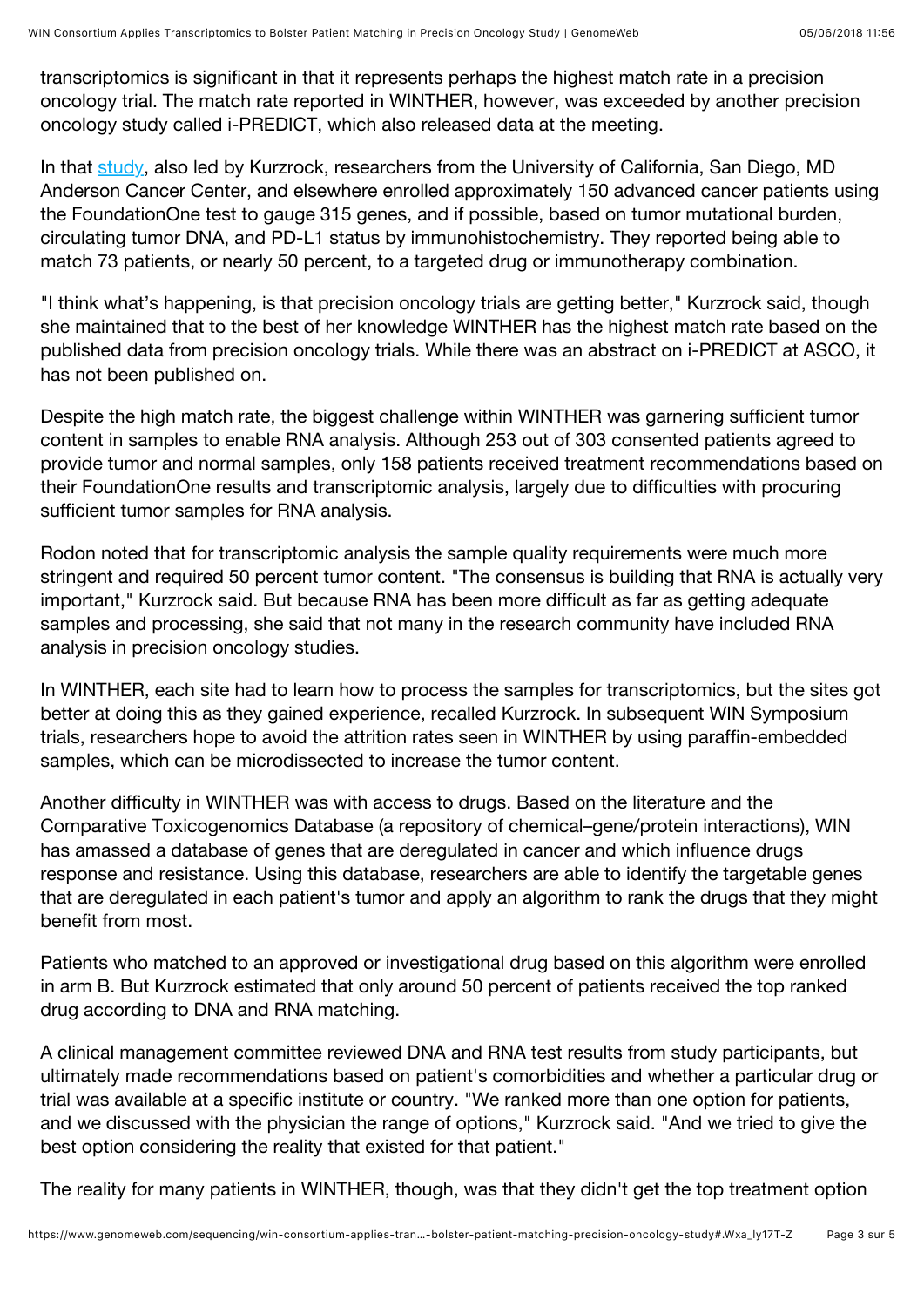transcriptomics is significant in that it represents perhaps the highest match rate in a precision oncology trial. The match rate reported in WINTHER, however, was exceeded by another precision oncology study called i-PREDICT, which also released data at the meeting.

In that [study](), also led by Kurzrock, researchers from the University of California, San Diego, MD Anderson Cancer Center, and elsewhere enrolled approximately 150 advanced cancer patients using the FoundationOne test to gauge 315 genes, and if possible, based on tumor mutational burden, circulating tumor DNA, and PD-L1 status by immunohistochemistry. They reported being able to match 73 patients, or nearly 50 percent, to a targeted drug or immunotherapy combination.

"I think what's happening, is that precision oncology trials are getting better," Kurzrock said, though she maintained that to the best of her knowledge WINTHER has the highest match rate based on the published data from precision oncology trials. While there was an abstract on i-PREDICT at ASCO, it has not been published on.

Despite the high match rate, the biggest challenge within WINTHER was garnering sufficient tumor content in samples to enable RNA analysis. Although 253 out of 303 consented patients agreed to provide tumor and normal samples, only 158 patients received treatment recommendations based on their FoundationOne results and transcriptomic analysis, largely due to difficulties with procuring sufficient tumor samples for RNA analysis.

Rodon noted that for transcriptomic analysis the sample quality requirements were much more stringent and required 50 percent tumor content. "The consensus is building that RNA is actually very important," Kurzrock said. But because RNA has been more difficult as far as getting adequate samples and processing, she said that not many in the research community have included RNA analysis in precision oncology studies.

In WINTHER, each site had to learn how to process the samples for transcriptomics, but the sites got better at doing this as they gained experience, recalled Kurzrock. In subsequent WIN Symposium trials, researchers hope to avoid the attrition rates seen in WINTHER by using paraffin-embedded samples, which can be microdissected to increase the tumor content.

Another difficulty in WINTHER was with access to drugs. Based on the literature and the Comparative Toxicogenomics Database (a repository of chemical–gene/protein interactions), WIN has amassed a database of genes that are deregulated in cancer and which influence drugs response and resistance. Using this database, researchers are able to identify the targetable genes that are deregulated in each patient's tumor and apply an algorithm to rank the drugs that they might benefit from most.

Patients who matched to an approved or investigational drug based on this algorithm were enrolled in arm B. But Kurzrock estimated that only around 50 percent of patients received the top ranked drug according to DNA and RNA matching.

A clinical management committee reviewed DNA and RNA test results from study participants, but ultimately made recommendations based on patient's comorbidities and whether a particular drug or trial was available at a specific institute or country. "We ranked more than one option for patients, and we discussed with the physician the range of options," Kurzrock said. "And we tried to give the best option considering the reality that existed for that patient."

The reality for many patients in WINTHER, though, was that they didn't get the top treatment option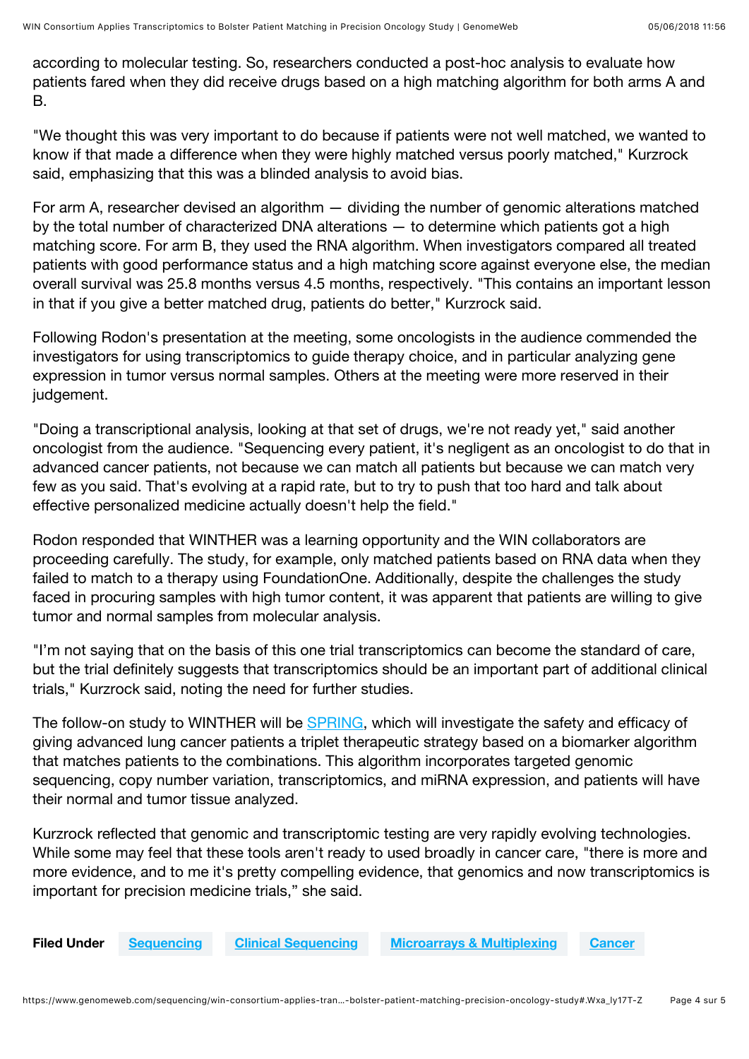according to molecular testing. So, researchers conducted a post-hoc analysis to evaluate how patients fared when they did receive drugs based on a high matching algorithm for both arms A and B.

"We thought this was very important to do because if patients were not well matched, we wanted to know if that made a difference when they were highly matched versus poorly matched," Kurzrock said, emphasizing that this was a blinded analysis to avoid bias.

For arm A, researcher devised an algorithm — dividing the number of genomic alterations matched by the total number of characterized DNA alterations — to determine which patients got a high matching score. For arm B, they used the RNA algorithm. When investigators compared all treated patients with good performance status and a high matching score against everyone else, the median overall survival was 25.8 months versus 4.5 months, respectively. "This contains an important lesson in that if you give a better matched drug, patients do better," Kurzrock said.

Following Rodon's presentation at the meeting, some oncologists in the audience commended the investigators for using transcriptomics to guide therapy choice, and in particular analyzing gene expression in tumor versus normal samples. Others at the meeting were more reserved in their judgement.

"Doing a transcriptional analysis, looking at that set of drugs, we're not ready yet," said another oncologist from the audience. "Sequencing every patient, it's negligent as an oncologist to do that in advanced cancer patients, not because we can match all patients but because we can match very few as you said. That's evolving at a rapid rate, but to try to push that too hard and talk about effective personalized medicine actually doesn't help the field."

Rodon responded that WINTHER was a learning opportunity and the WIN collaborators are proceeding carefully. The study, for example, only matched patients based on RNA data when they failed to match to a therapy using FoundationOne. Additionally, despite the challenges the study faced in procuring samples with high tumor content, it was apparent that patients are willing to give tumor and normal samples from molecular analysis.

"I'm not saying that on the basis of this one trial transcriptomics can become the standard of care, but the trial definitely suggests that transcriptomics should be an important part of additional clinical trials," Kurzrock said, noting the need for further studies.

The follow-on study to WINTHER will be SPRING, which will investigate the safety and efficacy of giving advanced lung cancer patients a triplet therapeutic strategy based on a biomarker algorithm that matches patients to the combinations. This algorithm incorporates targeted genomic sequencing, copy number variation, transcriptomics, and miRNA expression, and patients will have their normal and tumor tissue analyzed.

Kurzrock reflected that genomic and transcriptomic testing are very rapidly evolving technologies. While some may feel that these tools aren't ready to used broadly in cancer care, "there is more and more evidence, and to me it's pretty compelling evidence, that genomics and now transcriptomics is important for precision medicine trials," she said.

**Filed Under** Sequencing | Clinical Sequencing | Microarrays & Multiplexing | Cancer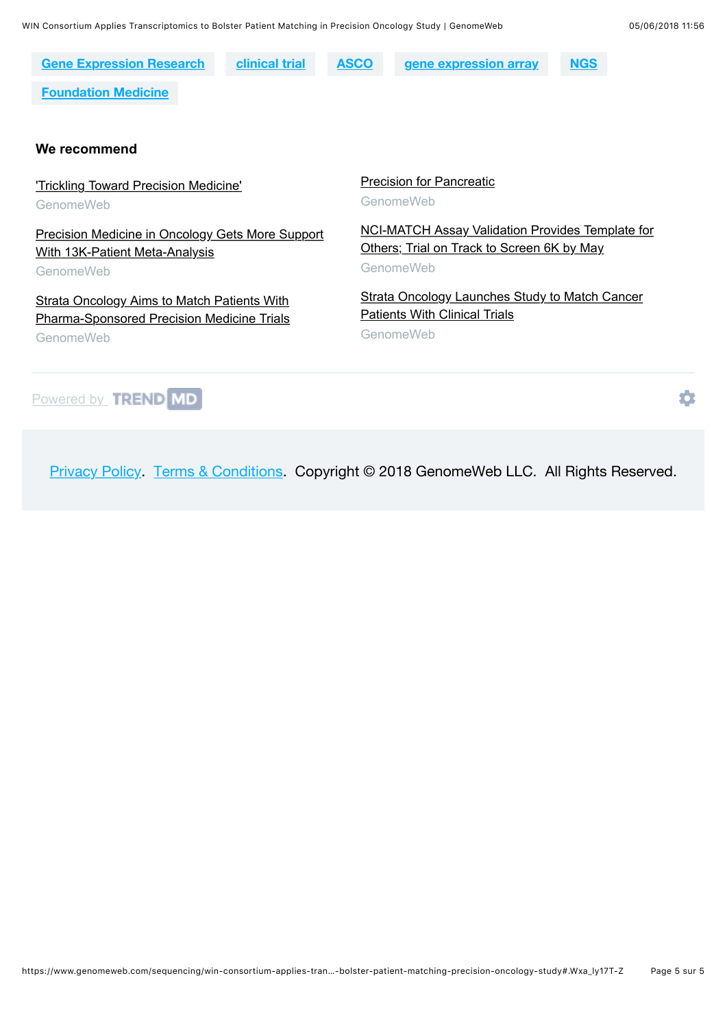Gene Expression Research | clinical trial | ASCO | gene expression array | NGS | Foundation Medicine

**We recommend**

'Trickling Toward Precision Medicine'
GenomeWeb

Precision Medicine in Oncology Gets More Support With 13K-Patient Meta-Analysis
GenomeWeb

Strata Oncology Aims to Match Patients With Pharma-Sponsored Precision Medicine Trials
GenomeWeb

Precision for Pancreatic
GenomeWeb

NCI-MATCH Assay Validation Provides Template for Others; Trial on Track to Screen 6K by May
GenomeWeb

Strata Oncology Launches Study to Match Cancer Patients With Clinical Trials
GenomeWeb

Powered by TREND MD

Privacy Policy. Terms & Conditions. Copyright © 2018 GenomeWeb LLC. All Rights Reserved.